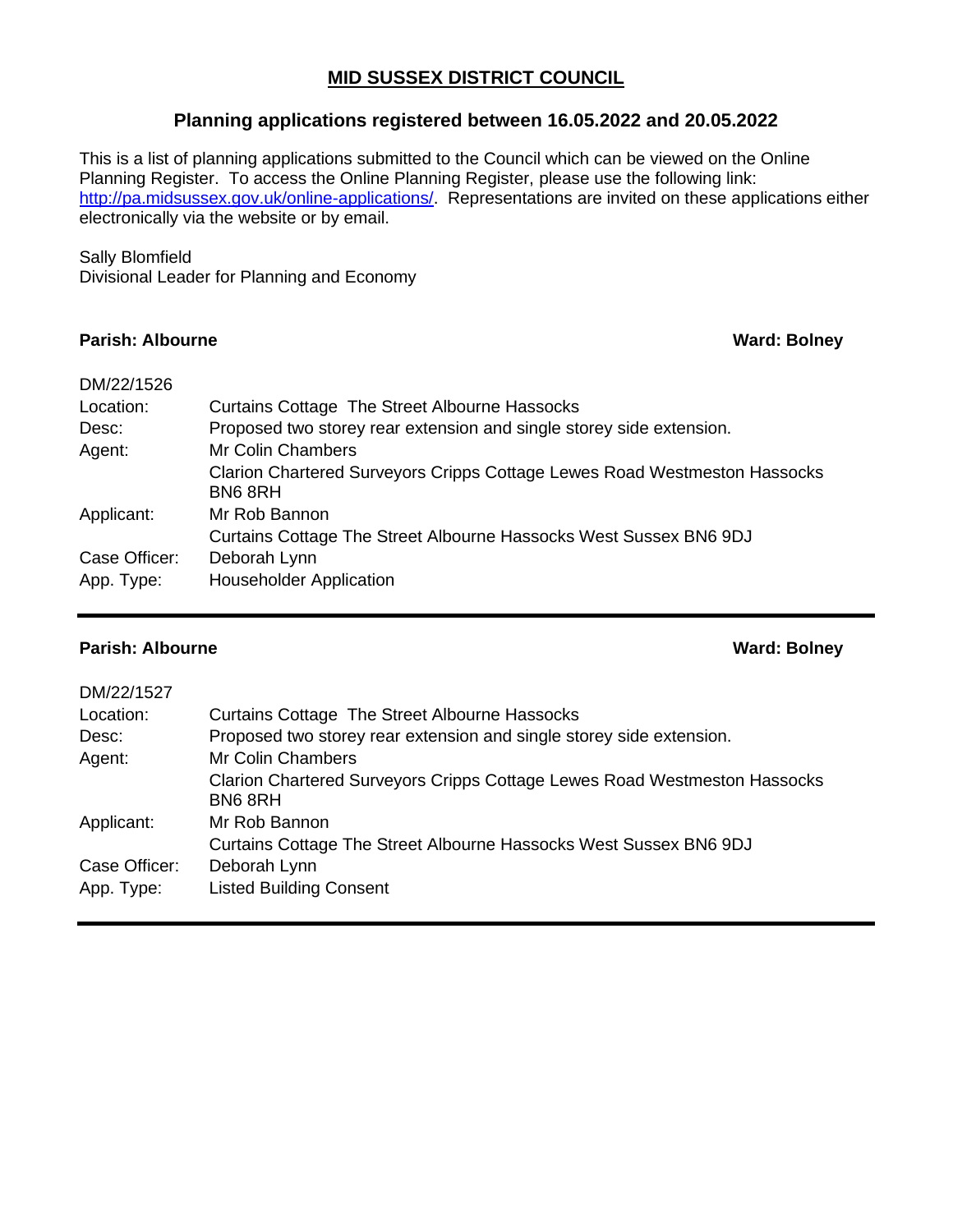# MID SUSSEX DISTRICT COUNCIL

## Planning applications registered between 16.05.2022 and 20.05.2022

This is a list of planning applications submitted to the Council which can be viewed on the Online Planning Register. To access the Online Planning Register, please use the following link: [http://pa.midsussex.gov.uk/online-applications/](http://pa.midsussex.gov.uk/online-applications/). Representations are invited on these applications either electronically via the website or by email.

Sally Blomfield
Divisional Leader for Planning and Economy

---

**Parish: Albourne** **Ward: Bolney**

DM/22/1526

| | |
|---|---|
| Location: | Curtains Cottage The Street Albourne Hassocks |
| Desc: | Proposed two storey rear extension and single storey side extension. |
| Agent: | Mr Colin Chambers<br>Clarion Chartered Surveyors Cripps Cottage Lewes Road Westmeston Hassocks BN6 8RH |
| Applicant: | Mr Rob Bannon<br>Curtains Cottage The Street Albourne Hassocks West Sussex BN6 9DJ |
| Case Officer: | Deborah Lynn |
| App. Type: | Householder Application |

---

**Parish: Albourne** **Ward: Bolney**

DM/22/1527

| | |
|---|---|
| Location: | Curtains Cottage The Street Albourne Hassocks |
| Desc: | Proposed two storey rear extension and single storey side extension. |
| Agent: | Mr Colin Chambers<br>Clarion Chartered Surveyors Cripps Cottage Lewes Road Westmeston Hassocks BN6 8RH |
| Applicant: | Mr Rob Bannon<br>Curtains Cottage The Street Albourne Hassocks West Sussex BN6 9DJ |
| Case Officer: | Deborah Lynn |
| App. Type: | Listed Building Consent |

---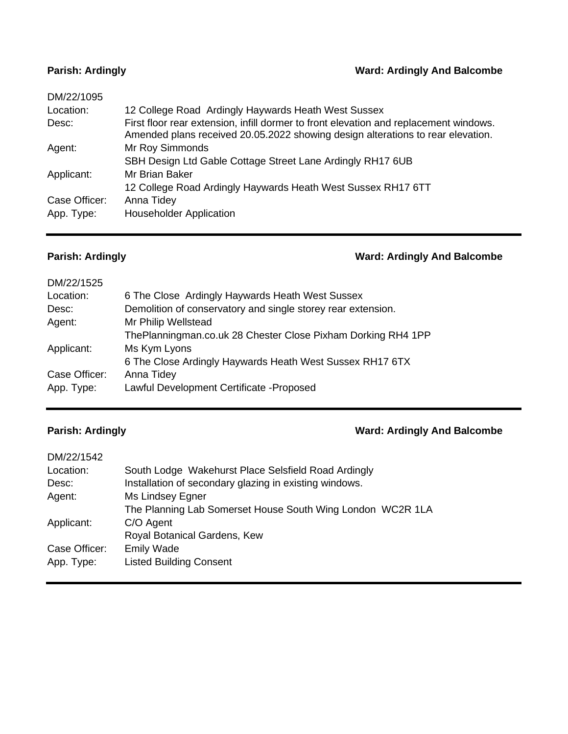**Parish: Ardingly** **Ward: Ardingly And Balcombe**

DM/22/1095

| | |
|---|---|
| Location: | 12 College Road Ardingly Haywards Heath West Sussex |
| Desc: | First floor rear extension, infill dormer to front elevation and replacement windows. Amended plans received 20.05.2022 showing design alterations to rear elevation. |
| Agent: | Mr Roy Simmonds<br>SBH Design Ltd Gable Cottage Street Lane Ardingly RH17 6UB |
| Applicant: | Mr Brian Baker<br>12 College Road Ardingly Haywards Heath West Sussex RH17 6TT |
| Case Officer: | Anna Tidey |
| App. Type: | Householder Application |

---

**Parish: Ardingly** **Ward: Ardingly And Balcombe**

DM/22/1525

| | |
|---|---|
| Location: | 6 The Close Ardingly Haywards Heath West Sussex |
| Desc: | Demolition of conservatory and single storey rear extension. |
| Agent: | Mr Philip Wellstead<br>ThePlanningman.co.uk 28 Chester Close Pixham Dorking RH4 1PP |
| Applicant: | Ms Kym Lyons<br>6 The Close Ardingly Haywards Heath West Sussex RH17 6TX |
| Case Officer: | Anna Tidey |
| App. Type: | Lawful Development Certificate -Proposed |

---

**Parish: Ardingly** **Ward: Ardingly And Balcombe**

DM/22/1542

| | |
|---|---|
| Location: | South Lodge Wakehurst Place Selsfield Road Ardingly |
| Desc: | Installation of secondary glazing in existing windows. |
| Agent: | Ms Lindsey Egner<br>The Planning Lab Somerset House South Wing London WC2R 1LA |
| Applicant: | C/O Agent<br>Royal Botanical Gardens, Kew |
| Case Officer: | Emily Wade |
| App. Type: | Listed Building Consent |

---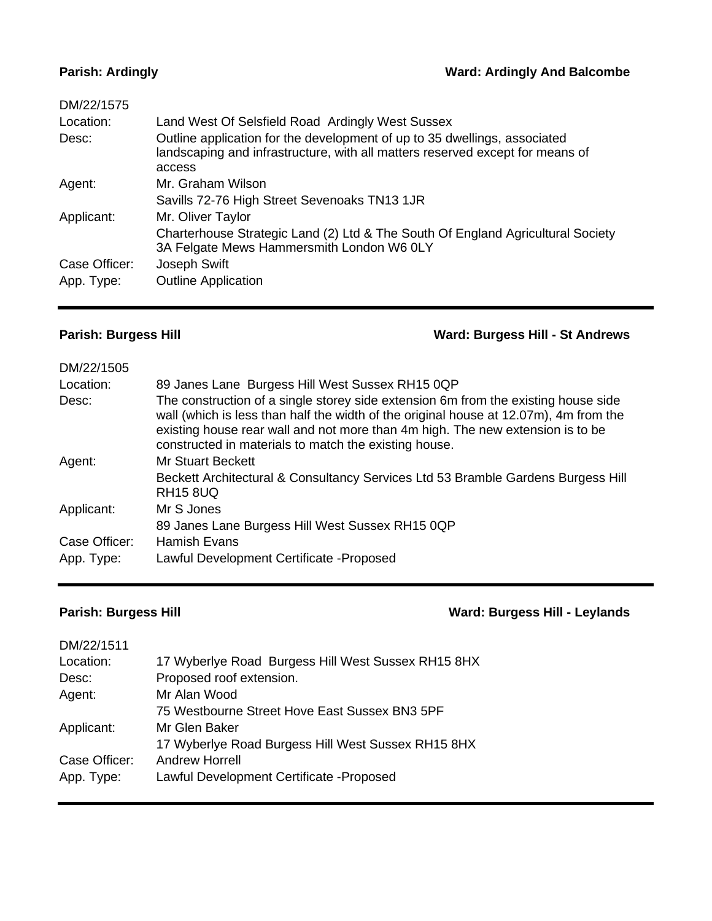**Parish: Ardingly** **Ward: Ardingly And Balcombe**

DM/22/1575

| | |
|---|---|
| Location: | Land West Of Selsfield Road Ardingly West Sussex |
| Desc: | Outline application for the development of up to 35 dwellings, associated landscaping and infrastructure, with all matters reserved except for means of access |
| Agent: | Mr. Graham Wilson |
| | Savills 72-76 High Street Sevenoaks TN13 1JR |
| Applicant: | Mr. Oliver Taylor |
| | Charterhouse Strategic Land (2) Ltd & The South Of England Agricultural Society 3A Felgate Mews Hammersmith London W6 0LY |
| Case Officer: | Joseph Swift |
| App. Type: | Outline Application |

---

**Parish: Burgess Hill** **Ward: Burgess Hill - St Andrews**

DM/22/1505

| | |
|---|---|
| Location: | 89 Janes Lane Burgess Hill West Sussex RH15 0QP |
| Desc: | The construction of a single storey side extension 6m from the existing house side wall (which is less than half the width of the original house at 12.07m), 4m from the existing house rear wall and not more than 4m high. The new extension is to be constructed in materials to match the existing house. |
| Agent: | Mr Stuart Beckett |
| | Beckett Architectural & Consultancy Services Ltd 53 Bramble Gardens Burgess Hill RH15 8UQ |
| Applicant: | Mr S Jones |
| | 89 Janes Lane Burgess Hill West Sussex RH15 0QP |
| Case Officer: | Hamish Evans |
| App. Type: | Lawful Development Certificate -Proposed |

---

**Parish: Burgess Hill** **Ward: Burgess Hill - Leylands**

DM/22/1511

| | |
|---|---|
| Location: | 17 Wyberlye Road Burgess Hill West Sussex RH15 8HX |
| Desc: | Proposed roof extension. |
| Agent: | Mr Alan Wood |
| | 75 Westbourne Street Hove East Sussex BN3 5PF |
| Applicant: | Mr Glen Baker |
| | 17 Wyberlye Road Burgess Hill West Sussex RH15 8HX |
| Case Officer: | Andrew Horrell |
| App. Type: | Lawful Development Certificate -Proposed |

---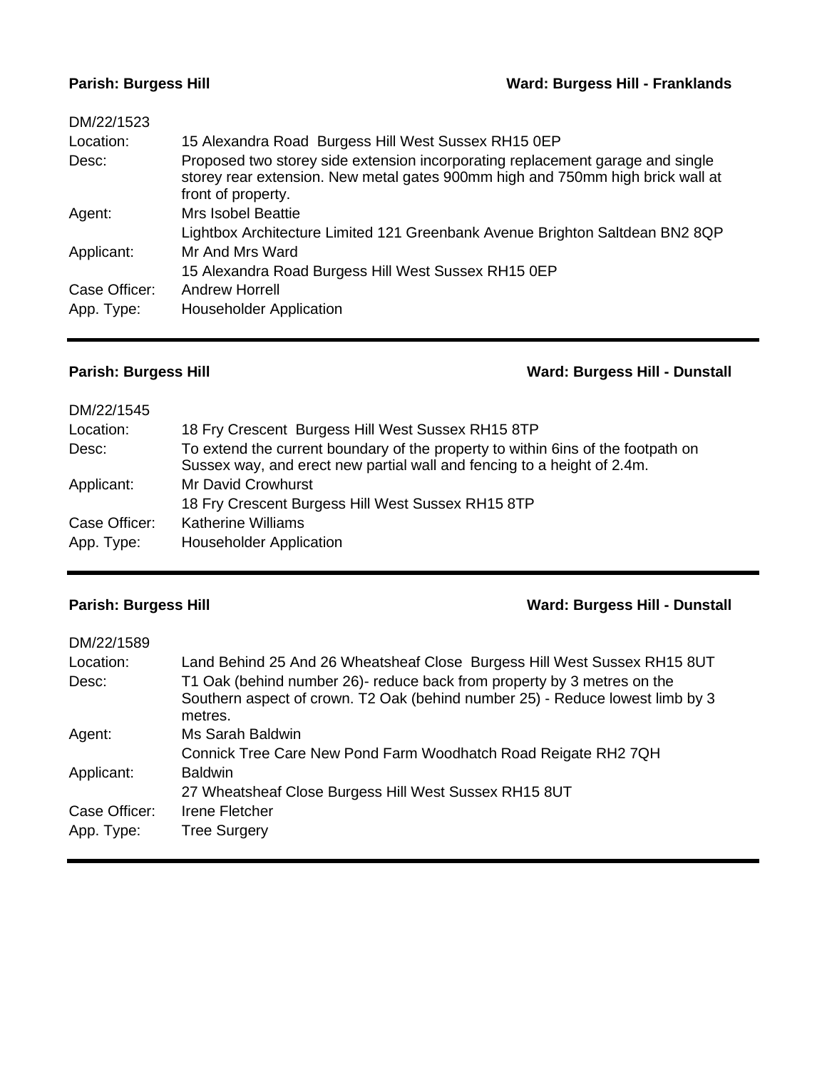**Parish: Burgess Hill** **Ward: Burgess Hill - Franklands**

DM/22/1523

| | |
|---|---|
| Location: | 15 Alexandra Road Burgess Hill West Sussex RH15 0EP |
| Desc: | Proposed two storey side extension incorporating replacement garage and single storey rear extension. New metal gates 900mm high and 750mm high brick wall at front of property. |
| Agent: | Mrs Isobel Beattie<br>Lightbox Architecture Limited 121 Greenbank Avenue Brighton Saltdean BN2 8QP |
| Applicant: | Mr And Mrs Ward<br>15 Alexandra Road Burgess Hill West Sussex RH15 0EP |
| Case Officer: | Andrew Horrell |
| App. Type: | Householder Application |

---

**Parish: Burgess Hill** **Ward: Burgess Hill - Dunstall**

DM/22/1545

| | |
|---|---|
| Location: | 18 Fry Crescent Burgess Hill West Sussex RH15 8TP |
| Desc: | To extend the current boundary of the property to within 6ins of the footpath on Sussex way, and erect new partial wall and fencing to a height of 2.4m. |
| Applicant: | Mr David Crowhurst<br>18 Fry Crescent Burgess Hill West Sussex RH15 8TP |
| Case Officer: | Katherine Williams |
| App. Type: | Householder Application |

---

**Parish: Burgess Hill** **Ward: Burgess Hill - Dunstall**

DM/22/1589

| | |
|---|---|
| Location: | Land Behind 25 And 26 Wheatsheaf Close Burgess Hill West Sussex RH15 8UT |
| Desc: | T1 Oak (behind number 26)- reduce back from property by 3 metres on the Southern aspect of crown. T2 Oak (behind number 25) - Reduce lowest limb by 3 metres. |
| Agent: | Ms Sarah Baldwin<br>Connick Tree Care New Pond Farm Woodhatch Road Reigate RH2 7QH |
| Applicant: | Baldwin<br>27 Wheatsheaf Close Burgess Hill West Sussex RH15 8UT |
| Case Officer: | Irene Fletcher |
| App. Type: | Tree Surgery |

---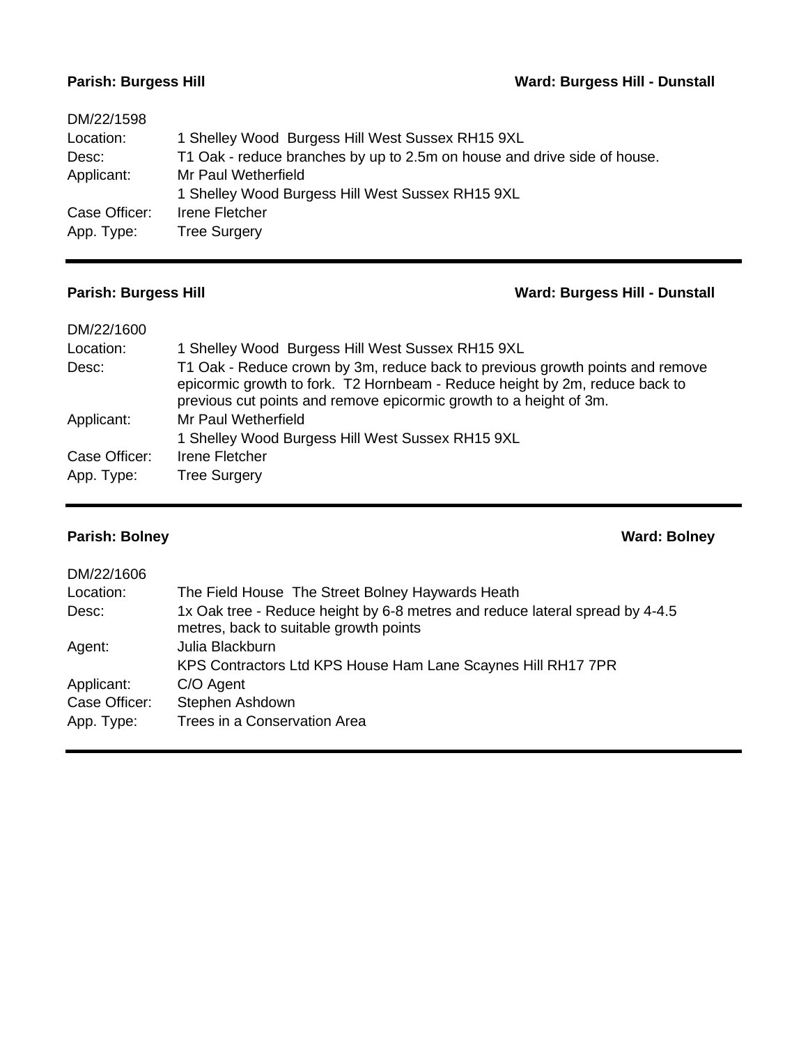**Parish: Burgess Hill** **Ward: Burgess Hill - Dunstall**

DM/22/1598

| | |
|---|---|
| Location: | 1 Shelley Wood Burgess Hill West Sussex RH15 9XL |
| Desc: | T1 Oak - reduce branches by up to 2.5m on house and drive side of house. |
| Applicant: | Mr Paul Wetherfield<br>1 Shelley Wood Burgess Hill West Sussex RH15 9XL |
| Case Officer: | Irene Fletcher |
| App. Type: | Tree Surgery |

---

**Parish: Burgess Hill** **Ward: Burgess Hill - Dunstall**

DM/22/1600

| | |
|---|---|
| Location: | 1 Shelley Wood Burgess Hill West Sussex RH15 9XL |
| Desc: | T1 Oak - Reduce crown by 3m, reduce back to previous growth points and remove epicormic growth to fork. T2 Hornbeam - Reduce height by 2m, reduce back to previous cut points and remove epicormic growth to a height of 3m. |
| Applicant: | Mr Paul Wetherfield<br>1 Shelley Wood Burgess Hill West Sussex RH15 9XL |
| Case Officer: | Irene Fletcher |
| App. Type: | Tree Surgery |

---

**Parish: Bolney** **Ward: Bolney**

DM/22/1606

| | |
|---|---|
| Location: | The Field House The Street Bolney Haywards Heath |
| Desc: | 1x Oak tree - Reduce height by 6-8 metres and reduce lateral spread by 4-4.5 metres, back to suitable growth points |
| Agent: | Julia Blackburn<br>KPS Contractors Ltd KPS House Ham Lane Scaynes Hill RH17 7PR |
| Applicant: | C/O Agent |
| Case Officer: | Stephen Ashdown |
| App. Type: | Trees in a Conservation Area |

---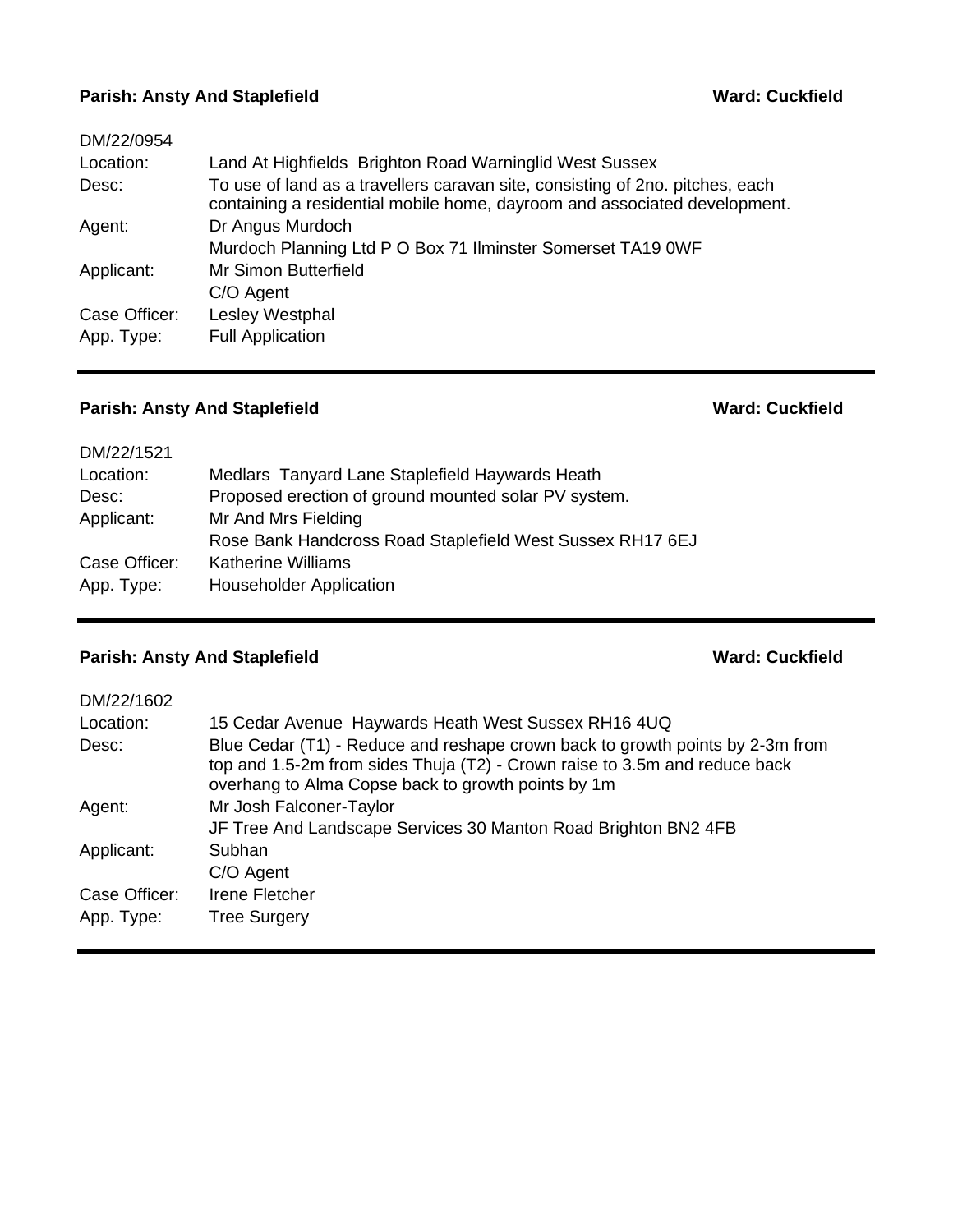**Parish: Ansty And Staplefield** **Ward: Cuckfield**

DM/22/0954

| | |
|---|---|
| Location: | Land At Highfields Brighton Road Warninglid West Sussex |
| Desc: | To use of land as a travellers caravan site, consisting of 2no. pitches, each containing a residential mobile home, dayroom and associated development. |
| Agent: | Dr Angus Murdoch<br>Murdoch Planning Ltd P O Box 71 Ilminster Somerset TA19 0WF |
| Applicant: | Mr Simon Butterfield<br>C/O Agent |
| Case Officer: | Lesley Westphal |
| App. Type: | Full Application |

---

**Parish: Ansty And Staplefield** **Ward: Cuckfield**

DM/22/1521

| | |
|---|---|
| Location: | Medlars Tanyard Lane Staplefield Haywards Heath |
| Desc: | Proposed erection of ground mounted solar PV system. |
| Applicant: | Mr And Mrs Fielding<br>Rose Bank Handcross Road Staplefield West Sussex RH17 6EJ |
| Case Officer: | Katherine Williams |
| App. Type: | Householder Application |

---

**Parish: Ansty And Staplefield** **Ward: Cuckfield**

DM/22/1602

| | |
|---|---|
| Location: | 15 Cedar Avenue Haywards Heath West Sussex RH16 4UQ |
| Desc: | Blue Cedar (T1) - Reduce and reshape crown back to growth points by 2-3m from top and 1.5-2m from sides Thuja (T2) - Crown raise to 3.5m and reduce back overhang to Alma Copse back to growth points by 1m |
| Agent: | Mr Josh Falconer-Taylor<br>JF Tree And Landscape Services 30 Manton Road Brighton BN2 4FB |
| Applicant: | Subhan<br>C/O Agent |
| Case Officer: | Irene Fletcher |
| App. Type: | Tree Surgery |

---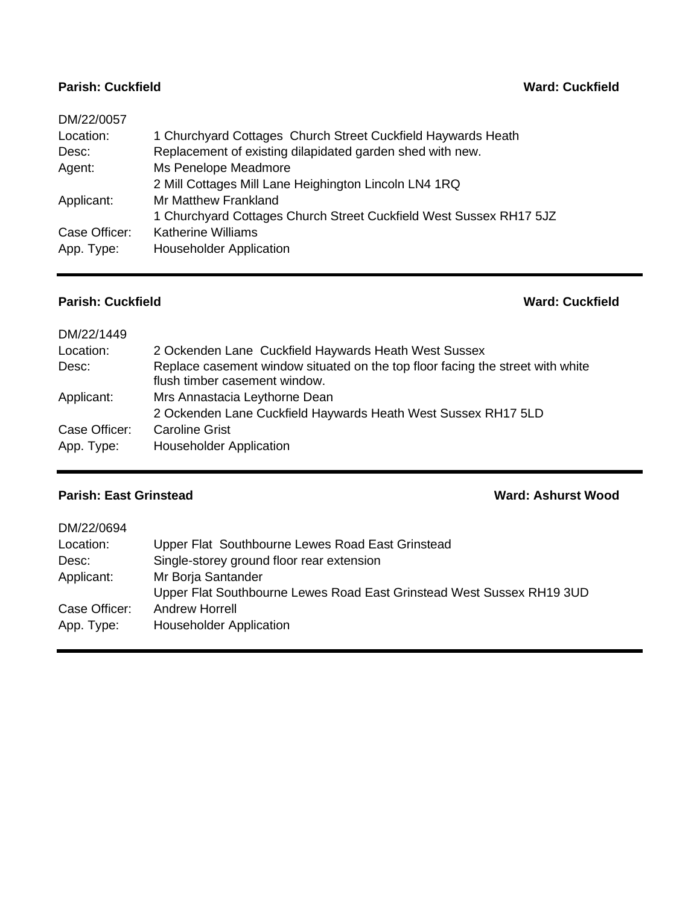**Parish: Cuckfield** **Ward: Cuckfield**

DM/22/0057

| | |
|---|---|
| Location: | 1 Churchyard Cottages Church Street Cuckfield Haywards Heath |
| Desc: | Replacement of existing dilapidated garden shed with new. |
| Agent: | Ms Penelope Meadmore<br>2 Mill Cottages Mill Lane Heighington Lincoln LN4 1RQ |
| Applicant: | Mr Matthew Frankland<br>1 Churchyard Cottages Church Street Cuckfield West Sussex RH17 5JZ |
| Case Officer: | Katherine Williams |
| App. Type: | Householder Application |

---

**Parish: Cuckfield** **Ward: Cuckfield**

DM/22/1449

| | |
|---|---|
| Location: | 2 Ockenden Lane Cuckfield Haywards Heath West Sussex |
| Desc: | Replace casement window situated on the top floor facing the street with white flush timber casement window. |
| Applicant: | Mrs Annastacia Leythorne Dean<br>2 Ockenden Lane Cuckfield Haywards Heath West Sussex RH17 5LD |
| Case Officer: | Caroline Grist |
| App. Type: | Householder Application |

---

**Parish: East Grinstead** **Ward: Ashurst Wood**

DM/22/0694

| | |
|---|---|
| Location: | Upper Flat Southbourne Lewes Road East Grinstead |
| Desc: | Single-storey ground floor rear extension |
| Applicant: | Mr Borja Santander<br>Upper Flat Southbourne Lewes Road East Grinstead West Sussex RH19 3UD |
| Case Officer: | Andrew Horrell |
| App. Type: | Householder Application |

---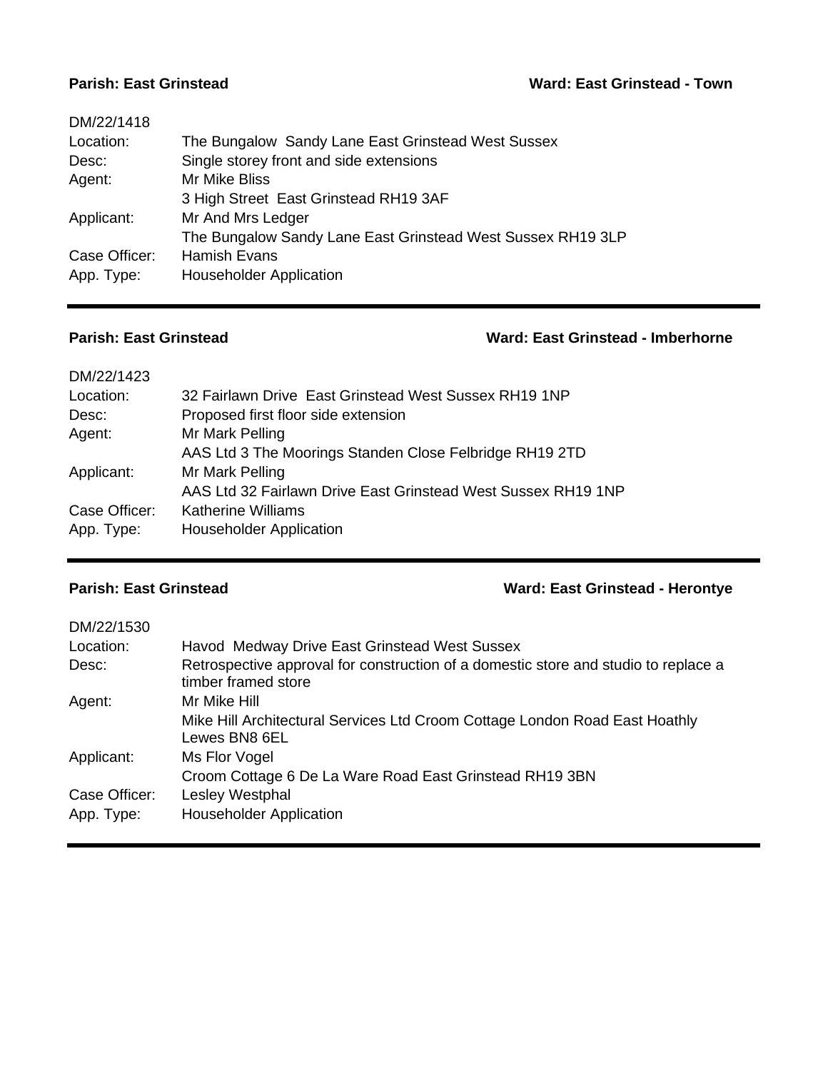**Parish: East Grinstead** **Ward: East Grinstead - Town**

DM/22/1418

| | |
|---|---|
| Location: | The Bungalow Sandy Lane East Grinstead West Sussex |
| Desc: | Single storey front and side extensions |
| Agent: | Mr Mike Bliss |
| | 3 High Street East Grinstead RH19 3AF |
| Applicant: | Mr And Mrs Ledger |
| | The Bungalow Sandy Lane East Grinstead West Sussex RH19 3LP |
| Case Officer: | Hamish Evans |
| App. Type: | Householder Application |

---

**Parish: East Grinstead** **Ward: East Grinstead - Imberhorne**

DM/22/1423

| | |
|---|---|
| Location: | 32 Fairlawn Drive East Grinstead West Sussex RH19 1NP |
| Desc: | Proposed first floor side extension |
| Agent: | Mr Mark Pelling |
| | AAS Ltd 3 The Moorings Standen Close Felbridge RH19 2TD |
| Applicant: | Mr Mark Pelling |
| | AAS Ltd 32 Fairlawn Drive East Grinstead West Sussex RH19 1NP |
| Case Officer: | Katherine Williams |
| App. Type: | Householder Application |

---

**Parish: East Grinstead** **Ward: East Grinstead - Herontye**

DM/22/1530

| | |
|---|---|
| Location: | Havod Medway Drive East Grinstead West Sussex |
| Desc: | Retrospective approval for construction of a domestic store and studio to replace a timber framed store |
| Agent: | Mr Mike Hill |
| | Mike Hill Architectural Services Ltd Croom Cottage London Road East Hoathly Lewes BN8 6EL |
| Applicant: | Ms Flor Vogel |
| | Croom Cottage 6 De La Ware Road East Grinstead RH19 3BN |
| Case Officer: | Lesley Westphal |
| App. Type: | Householder Application |

---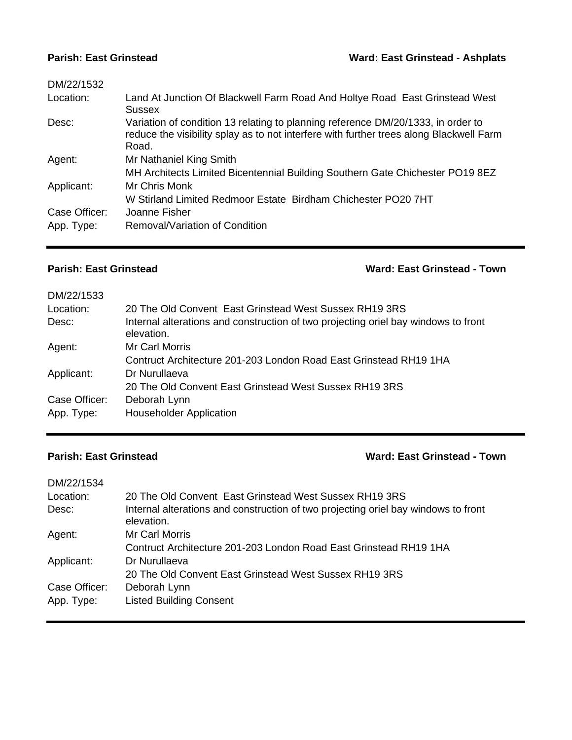**Parish: East Grinstead** **Ward: East Grinstead - Ashplats**

| DM/22/1532 | |
|---|---|
| Location: | Land At Junction Of Blackwell Farm Road And Holtye Road East Grinstead West Sussex |
| Desc: | Variation of condition 13 relating to planning reference DM/20/1333, in order to reduce the visibility splay as to not interfere with further trees along Blackwell Farm Road. |
| Agent: | Mr Nathaniel King Smith |
| | MH Architects Limited Bicentennial Building Southern Gate Chichester PO19 8EZ |
| Applicant: | Mr Chris Monk |
| | W Stirland Limited Redmoor Estate Birdham Chichester PO20 7HT |
| Case Officer: | Joanne Fisher |
| App. Type: | Removal/Variation of Condition |

---

**Parish: East Grinstead** **Ward: East Grinstead - Town**

| DM/22/1533 | |
|---|---|
| Location: | 20 The Old Convent East Grinstead West Sussex RH19 3RS |
| Desc: | Internal alterations and construction of two projecting oriel bay windows to front elevation. |
| Agent: | Mr Carl Morris |
| | Contruct Architecture 201-203 London Road East Grinstead RH19 1HA |
| Applicant: | Dr Nurullaeva |
| | 20 The Old Convent East Grinstead West Sussex RH19 3RS |
| Case Officer: | Deborah Lynn |
| App. Type: | Householder Application |

---

**Parish: East Grinstead** **Ward: East Grinstead - Town**

| DM/22/1534 | |
|---|---|
| Location: | 20 The Old Convent East Grinstead West Sussex RH19 3RS |
| Desc: | Internal alterations and construction of two projecting oriel bay windows to front elevation. |
| Agent: | Mr Carl Morris |
| | Contruct Architecture 201-203 London Road East Grinstead RH19 1HA |
| Applicant: | Dr Nurullaeva |
| | 20 The Old Convent East Grinstead West Sussex RH19 3RS |
| Case Officer: | Deborah Lynn |
| App. Type: | Listed Building Consent |

---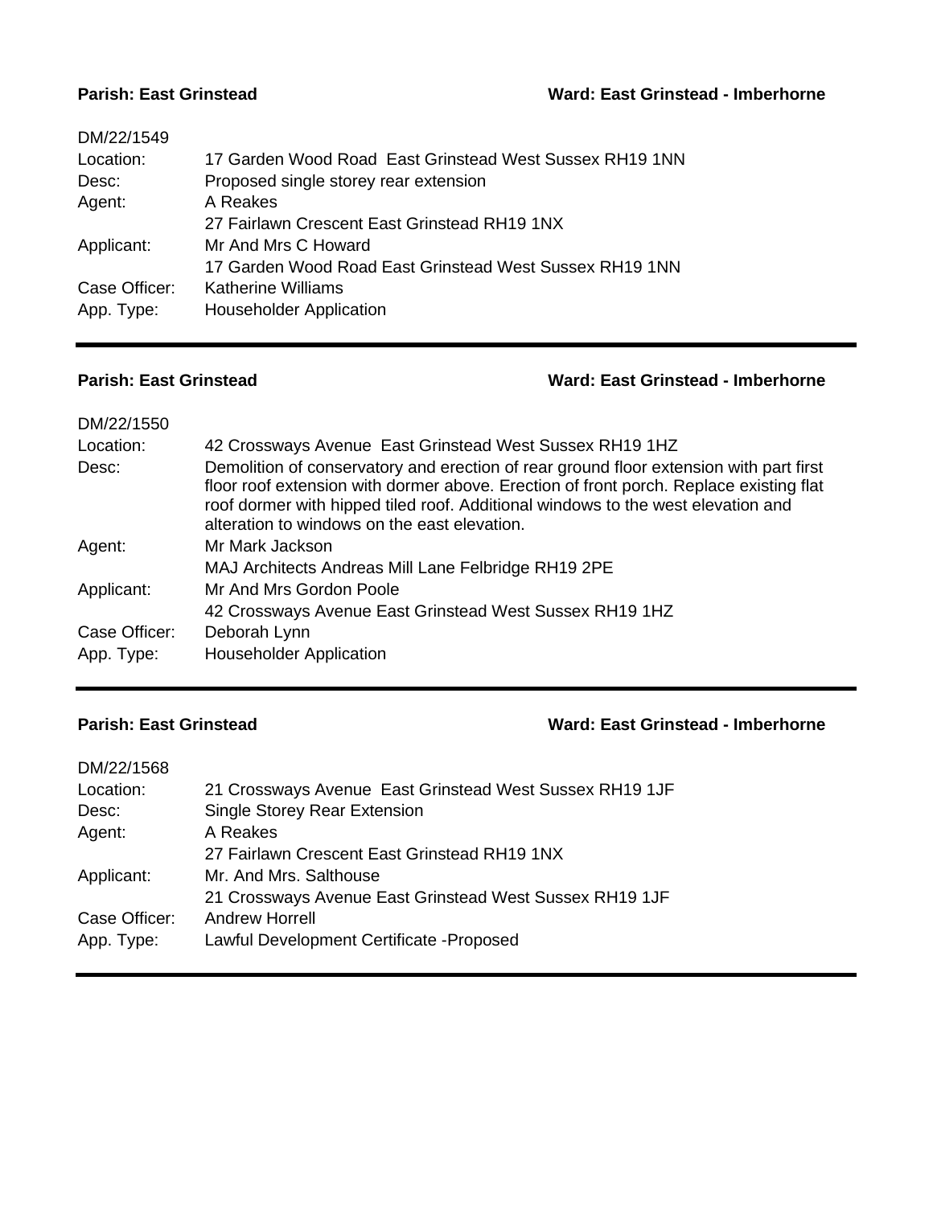**Parish: East Grinstead** **Ward: East Grinstead - Imberhorne**

| | |
|---|---|
| DM/22/1549 | |
| Location: | 17 Garden Wood Road East Grinstead West Sussex RH19 1NN |
| Desc: | Proposed single storey rear extension |
| Agent: | A Reakes |
| | 27 Fairlawn Crescent East Grinstead RH19 1NX |
| Applicant: | Mr And Mrs C Howard |
| | 17 Garden Wood Road East Grinstead West Sussex RH19 1NN |
| Case Officer: | Katherine Williams |
| App. Type: | Householder Application |

---

**Parish: East Grinstead** **Ward: East Grinstead - Imberhorne**

| | |
|---|---|
| DM/22/1550 | |
| Location: | 42 Crossways Avenue East Grinstead West Sussex RH19 1HZ |
| Desc: | Demolition of conservatory and erection of rear ground floor extension with part first floor roof extension with dormer above. Erection of front porch. Replace existing flat roof dormer with hipped tiled roof. Additional windows to the west elevation and alteration to windows on the east elevation. |
| Agent: | Mr Mark Jackson |
| | MAJ Architects Andreas Mill Lane Felbridge RH19 2PE |
| Applicant: | Mr And Mrs Gordon Poole |
| | 42 Crossways Avenue East Grinstead West Sussex RH19 1HZ |
| Case Officer: | Deborah Lynn |
| App. Type: | Householder Application |

---

**Parish: East Grinstead** **Ward: East Grinstead - Imberhorne**

| | |
|---|---|
| DM/22/1568 | |
| Location: | 21 Crossways Avenue East Grinstead West Sussex RH19 1JF |
| Desc: | Single Storey Rear Extension |
| Agent: | A Reakes |
| | 27 Fairlawn Crescent East Grinstead RH19 1NX |
| Applicant: | Mr. And Mrs. Salthouse |
| | 21 Crossways Avenue East Grinstead West Sussex RH19 1JF |
| Case Officer: | Andrew Horrell |
| App. Type: | Lawful Development Certificate -Proposed |

---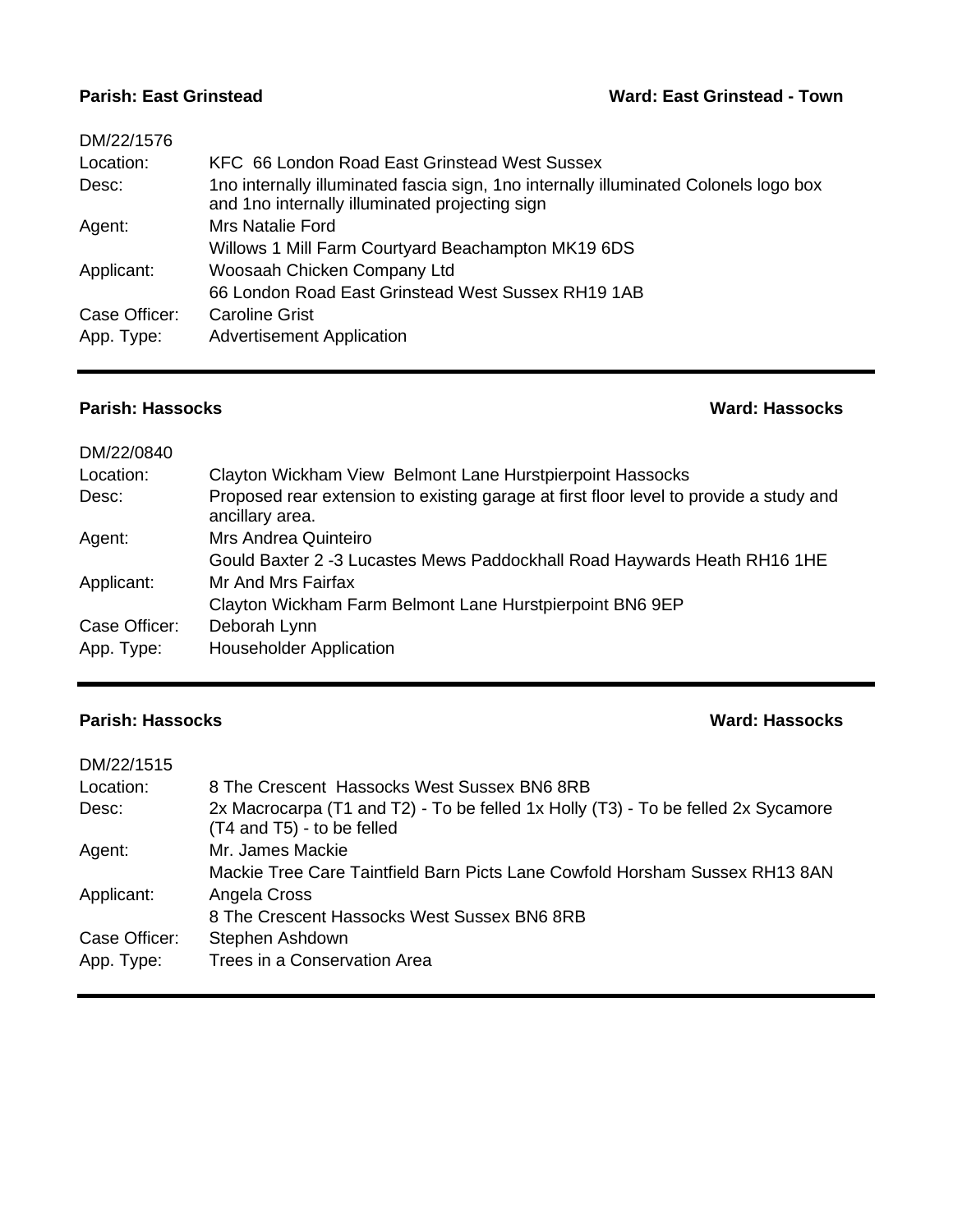**Parish: East Grinstead** **Ward: East Grinstead - Town**

DM/22/1576

| | |
|---|---|
| Location: | KFC 66 London Road East Grinstead West Sussex |
| Desc: | 1no internally illuminated fascia sign, 1no internally illuminated Colonels logo box and 1no internally illuminated projecting sign |
| Agent: | Mrs Natalie Ford<br>Willows 1 Mill Farm Courtyard Beachampton MK19 6DS |
| Applicant: | Woosaah Chicken Company Ltd<br>66 London Road East Grinstead West Sussex RH19 1AB |
| Case Officer: | Caroline Grist |
| App. Type: | Advertisement Application |

---

**Parish: Hassocks** **Ward: Hassocks**

DM/22/0840

| | |
|---|---|
| Location: | Clayton Wickham View Belmont Lane Hurstpierpoint Hassocks |
| Desc: | Proposed rear extension to existing garage at first floor level to provide a study and ancillary area. |
| Agent: | Mrs Andrea Quinteiro<br>Gould Baxter 2 -3 Lucastes Mews Paddockhall Road Haywards Heath RH16 1HE |
| Applicant: | Mr And Mrs Fairfax<br>Clayton Wickham Farm Belmont Lane Hurstpierpoint BN6 9EP |
| Case Officer: | Deborah Lynn |
| App. Type: | Householder Application |

---

**Parish: Hassocks** **Ward: Hassocks**

DM/22/1515

| | |
|---|---|
| Location: | 8 The Crescent Hassocks West Sussex BN6 8RB |
| Desc: | 2x Macrocarpa (T1 and T2) - To be felled 1x Holly (T3) - To be felled 2x Sycamore (T4 and T5) - to be felled |
| Agent: | Mr. James Mackie<br>Mackie Tree Care Taintfield Barn Picts Lane Cowfold Horsham Sussex RH13 8AN |
| Applicant: | Angela Cross<br>8 The Crescent Hassocks West Sussex BN6 8RB |
| Case Officer: | Stephen Ashdown |
| App. Type: | Trees in a Conservation Area |

---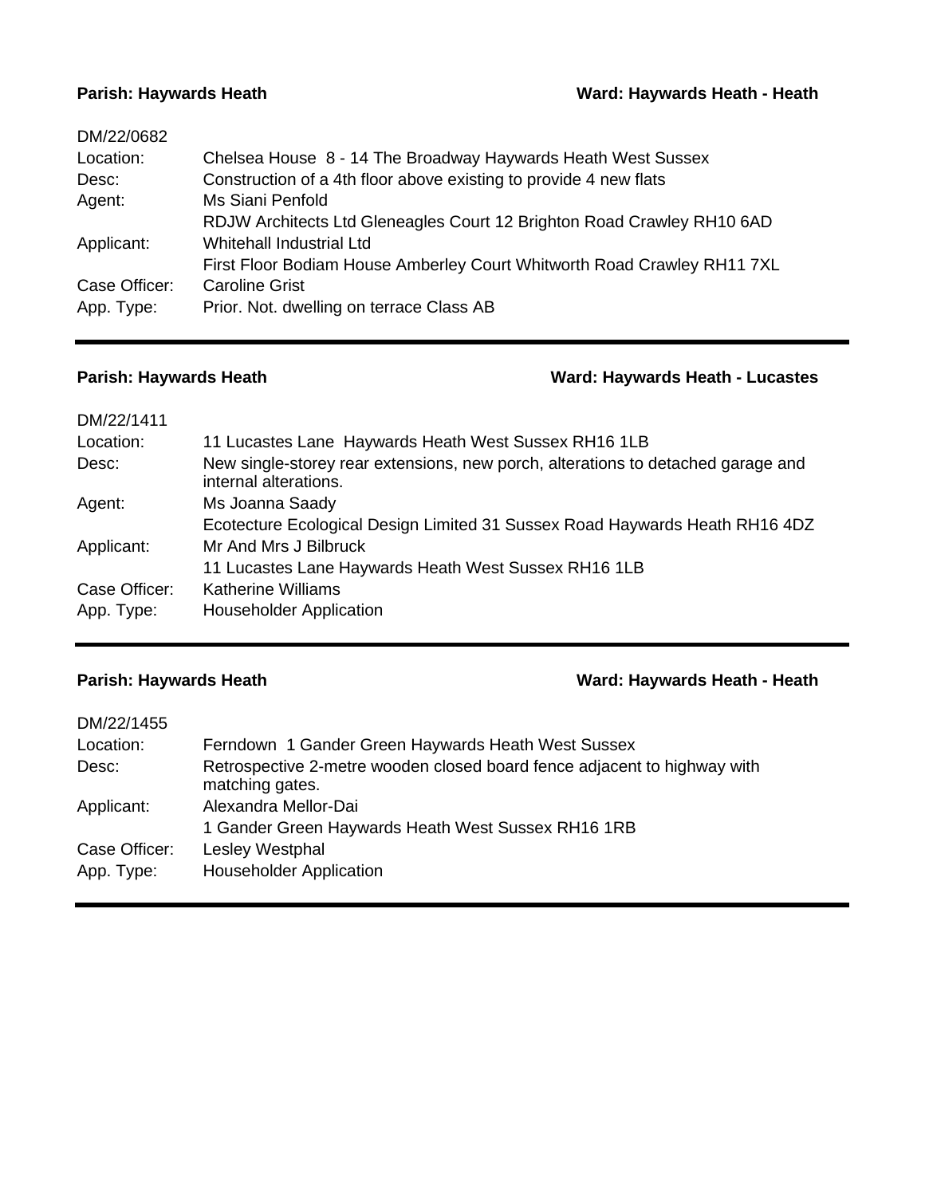**Parish: Haywards Heath** **Ward: Haywards Heath - Heath**

| DM/22/0682 | |
|---|---|
| Location: | Chelsea House 8 - 14 The Broadway Haywards Heath West Sussex |
| Desc: | Construction of a 4th floor above existing to provide 4 new flats |
| Agent: | Ms Siani Penfold |
| | RDJW Architects Ltd Gleneagles Court 12 Brighton Road Crawley RH10 6AD |
| Applicant: | Whitehall Industrial Ltd |
| | First Floor Bodiam House Amberley Court Whitworth Road Crawley RH11 7XL |
| Case Officer: | Caroline Grist |
| App. Type: | Prior. Not. dwelling on terrace Class AB |

---

**Parish: Haywards Heath** **Ward: Haywards Heath - Lucastes**

| DM/22/1411 | |
|---|---|
| Location: | 11 Lucastes Lane Haywards Heath West Sussex RH16 1LB |
| Desc: | New single-storey rear extensions, new porch, alterations to detached garage and internal alterations. |
| Agent: | Ms Joanna Saady |
| | Ecotecture Ecological Design Limited 31 Sussex Road Haywards Heath RH16 4DZ |
| Applicant: | Mr And Mrs J Bilbruck |
| | 11 Lucastes Lane Haywards Heath West Sussex RH16 1LB |
| Case Officer: | Katherine Williams |
| App. Type: | Householder Application |

---

**Parish: Haywards Heath** **Ward: Haywards Heath - Heath**

| DM/22/1455 | |
|---|---|
| Location: | Ferndown 1 Gander Green Haywards Heath West Sussex |
| Desc: | Retrospective 2-metre wooden closed board fence adjacent to highway with matching gates. |
| Applicant: | Alexandra Mellor-Dai |
| | 1 Gander Green Haywards Heath West Sussex RH16 1RB |
| Case Officer: | Lesley Westphal |
| App. Type: | Householder Application |

---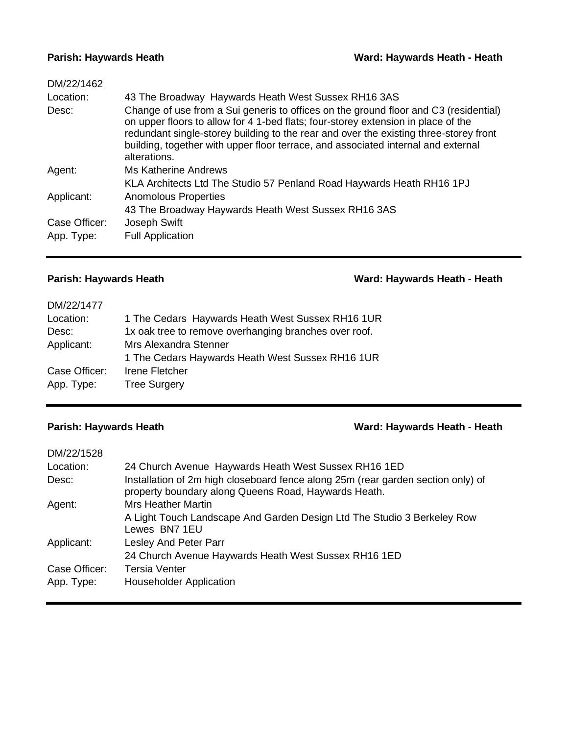**Parish: Haywards Heath** **Ward: Haywards Heath - Heath**

DM/22/1462

| | |
|---|---|
| Location: | 43 The Broadway Haywards Heath West Sussex RH16 3AS |
| Desc: | Change of use from a Sui generis to offices on the ground floor and C3 (residential) on upper floors to allow for 4 1-bed flats; four-storey extension in place of the redundant single-storey building to the rear and over the existing three-storey front building, together with upper floor terrace, and associated internal and external alterations. |
| Agent: | Ms Katherine Andrews<br>KLA Architects Ltd The Studio 57 Penland Road Haywards Heath RH16 1PJ |
| Applicant: | Anomolous Properties<br>43 The Broadway Haywards Heath West Sussex RH16 3AS |
| Case Officer: | Joseph Swift |
| App. Type: | Full Application |

---

**Parish: Haywards Heath** **Ward: Haywards Heath - Heath**

DM/22/1477

| | |
|---|---|
| Location: | 1 The Cedars Haywards Heath West Sussex RH16 1UR |
| Desc: | 1x oak tree to remove overhanging branches over roof. |
| Applicant: | Mrs Alexandra Stenner<br>1 The Cedars Haywards Heath West Sussex RH16 1UR |
| Case Officer: | Irene Fletcher |
| App. Type: | Tree Surgery |

---

**Parish: Haywards Heath** **Ward: Haywards Heath - Heath**

DM/22/1528

| | |
|---|---|
| Location: | 24 Church Avenue Haywards Heath West Sussex RH16 1ED |
| Desc: | Installation of 2m high closeboard fence along 25m (rear garden section only) of property boundary along Queens Road, Haywards Heath. |
| Agent: | Mrs Heather Martin<br>A Light Touch Landscape And Garden Design Ltd The Studio 3 Berkeley Row Lewes BN7 1EU |
| Applicant: | Lesley And Peter Parr<br>24 Church Avenue Haywards Heath West Sussex RH16 1ED |
| Case Officer: | Tersia Venter |
| App. Type: | Householder Application |

---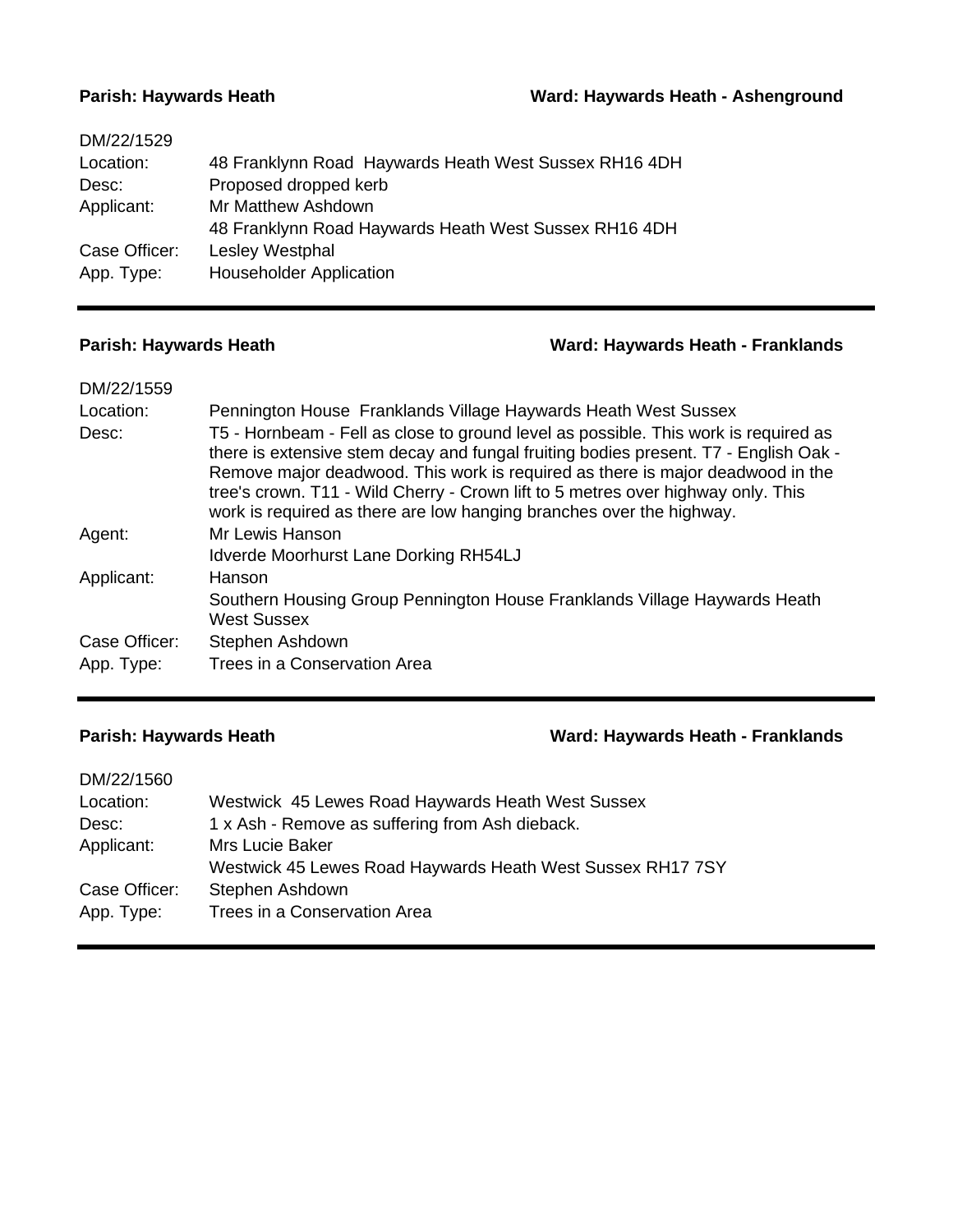**Parish: Haywards Heath** **Ward: Haywards Heath - Ashenground**

DM/22/1529

| | |
|---|---|
| Location: | 48 Franklynn Road Haywards Heath West Sussex RH16 4DH |
| Desc: | Proposed dropped kerb |
| Applicant: | Mr Matthew Ashdown<br>48 Franklynn Road Haywards Heath West Sussex RH16 4DH |
| Case Officer: | Lesley Westphal |
| App. Type: | Householder Application |

---

**Parish: Haywards Heath** **Ward: Haywards Heath - Franklands**

DM/22/1559

| | |
|---|---|
| Location: | Pennington House Franklands Village Haywards Heath West Sussex |
| Desc: | T5 - Hornbeam - Fell as close to ground level as possible. This work is required as there is extensive stem decay and fungal fruiting bodies present. T7 - English Oak - Remove major deadwood. This work is required as there is major deadwood in the tree's crown. T11 - Wild Cherry - Crown lift to 5 metres over highway only. This work is required as there are low hanging branches over the highway. |
| Agent: | Mr Lewis Hanson<br>Idverde Moorhurst Lane Dorking RH54LJ |
| Applicant: | Hanson<br>Southern Housing Group Pennington House Franklands Village Haywards Heath West Sussex |
| Case Officer: | Stephen Ashdown |
| App. Type: | Trees in a Conservation Area |

---

**Parish: Haywards Heath** **Ward: Haywards Heath - Franklands**

DM/22/1560

| | |
|---|---|
| Location: | Westwick 45 Lewes Road Haywards Heath West Sussex |
| Desc: | 1 x Ash - Remove as suffering from Ash dieback. |
| Applicant: | Mrs Lucie Baker<br>Westwick 45 Lewes Road Haywards Heath West Sussex RH17 7SY |
| Case Officer: | Stephen Ashdown |
| App. Type: | Trees in a Conservation Area |

---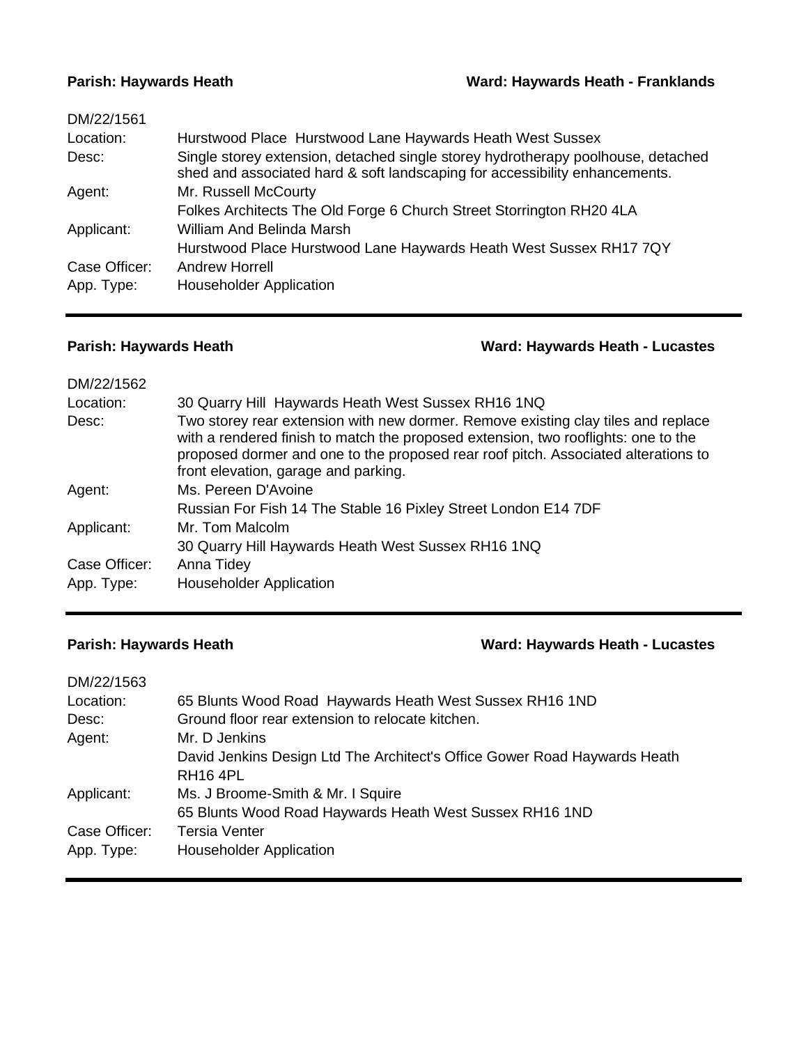**Parish: Haywards Heath** **Ward: Haywards Heath - Franklands**

DM/22/1561

| | |
|---|---|
| Location: | Hurstwood Place Hurstwood Lane Haywards Heath West Sussex |
| Desc: | Single storey extension, detached single storey hydrotherapy poolhouse, detached shed and associated hard & soft landscaping for accessibility enhancements. |
| Agent: | Mr. Russell McCourty<br>Folkes Architects The Old Forge 6 Church Street Storrington RH20 4LA |
| Applicant: | William And Belinda Marsh<br>Hurstwood Place Hurstwood Lane Haywards Heath West Sussex RH17 7QY |
| Case Officer: | Andrew Horrell |
| App. Type: | Householder Application |

---

**Parish: Haywards Heath** **Ward: Haywards Heath - Lucastes**

DM/22/1562

| | |
|---|---|
| Location: | 30 Quarry Hill Haywards Heath West Sussex RH16 1NQ |
| Desc: | Two storey rear extension with new dormer. Remove existing clay tiles and replace with a rendered finish to match the proposed extension, two rooflights: one to the proposed dormer and one to the proposed rear roof pitch. Associated alterations to front elevation, garage and parking. |
| Agent: | Ms. Pereen D'Avoine<br>Russian For Fish 14 The Stable 16 Pixley Street London E14 7DF |
| Applicant: | Mr. Tom Malcolm<br>30 Quarry Hill Haywards Heath West Sussex RH16 1NQ |
| Case Officer: | Anna Tidey |
| App. Type: | Householder Application |

---

**Parish: Haywards Heath** **Ward: Haywards Heath - Lucastes**

DM/22/1563

| | |
|---|---|
| Location: | 65 Blunts Wood Road Haywards Heath West Sussex RH16 1ND |
| Desc: | Ground floor rear extension to relocate kitchen. |
| Agent: | Mr. D Jenkins<br>David Jenkins Design Ltd The Architect's Office Gower Road Haywards Heath RH16 4PL |
| Applicant: | Ms. J Broome-Smith & Mr. I Squire<br>65 Blunts Wood Road Haywards Heath West Sussex RH16 1ND |
| Case Officer: | Tersia Venter |
| App. Type: | Householder Application |

---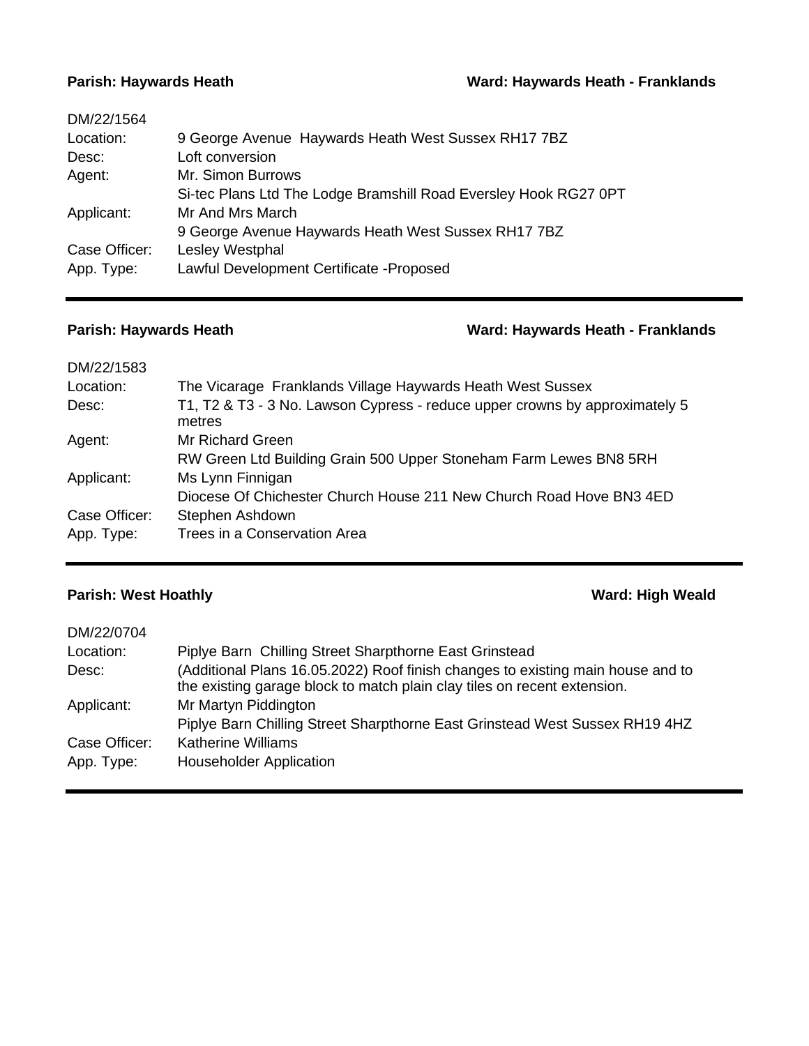**Parish: Haywards Heath** **Ward: Haywards Heath - Franklands**

DM/22/1564

| | |
|---|---|
| Location: | 9 George Avenue Haywards Heath West Sussex RH17 7BZ |
| Desc: | Loft conversion |
| Agent: | Mr. Simon Burrows<br>Si-tec Plans Ltd The Lodge Bramshill Road Eversley Hook RG27 0PT |
| Applicant: | Mr And Mrs March<br>9 George Avenue Haywards Heath West Sussex RH17 7BZ |
| Case Officer: | Lesley Westphal |
| App. Type: | Lawful Development Certificate -Proposed |

---

**Parish: Haywards Heath** **Ward: Haywards Heath - Franklands**

DM/22/1583

| | |
|---|---|
| Location: | The Vicarage Franklands Village Haywards Heath West Sussex |
| Desc: | T1, T2 & T3 - 3 No. Lawson Cypress - reduce upper crowns by approximately 5 metres |
| Agent: | Mr Richard Green<br>RW Green Ltd Building Grain 500 Upper Stoneham Farm Lewes BN8 5RH |
| Applicant: | Ms Lynn Finnigan<br>Diocese Of Chichester Church House 211 New Church Road Hove BN3 4ED |
| Case Officer: | Stephen Ashdown |
| App. Type: | Trees in a Conservation Area |

---

**Parish: West Hoathly** **Ward: High Weald**

DM/22/0704

| | |
|---|---|
| Location: | Piplye Barn Chilling Street Sharpthorne East Grinstead |
| Desc: | (Additional Plans 16.05.2022) Roof finish changes to existing main house and to the existing garage block to match plain clay tiles on recent extension. |
| Applicant: | Mr Martyn Piddington<br>Piplye Barn Chilling Street Sharpthorne East Grinstead West Sussex RH19 4HZ |
| Case Officer: | Katherine Williams |
| App. Type: | Householder Application |

---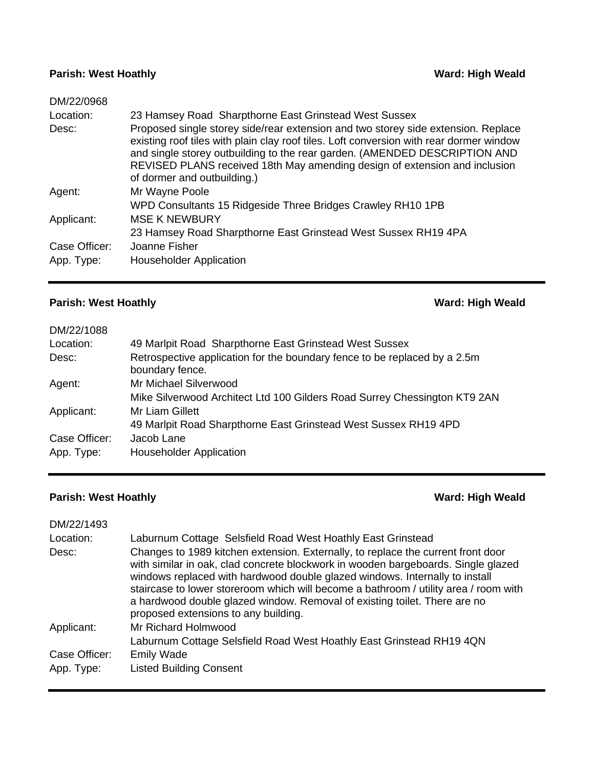**Parish: West Hoathly** **Ward: High Weald**

DM/22/0968

| | |
|---|---|
| Location: | 23 Hamsey Road Sharpthorne East Grinstead West Sussex |
| Desc: | Proposed single storey side/rear extension and two storey side extension. Replace existing roof tiles with plain clay roof tiles. Loft conversion with rear dormer window and single storey outbuilding to the rear garden. (AMENDED DESCRIPTION AND REVISED PLANS received 18th May amending design of extension and inclusion of dormer and outbuilding.) |
| Agent: | Mr Wayne Poole<br>WPD Consultants 15 Ridgeside Three Bridges Crawley RH10 1PB |
| Applicant: | MSE K NEWBURY<br>23 Hamsey Road Sharpthorne East Grinstead West Sussex RH19 4PA |
| Case Officer: | Joanne Fisher |
| App. Type: | Householder Application |

---

**Parish: West Hoathly** **Ward: High Weald**

DM/22/1088

| | |
|---|---|
| Location: | 49 Marlpit Road Sharpthorne East Grinstead West Sussex |
| Desc: | Retrospective application for the boundary fence to be replaced by a 2.5m boundary fence. |
| Agent: | Mr Michael Silverwood<br>Mike Silverwood Architect Ltd 100 Gilders Road Surrey Chessington KT9 2AN |
| Applicant: | Mr Liam Gillett<br>49 Marlpit Road Sharpthorne East Grinstead West Sussex RH19 4PD |
| Case Officer: | Jacob Lane |
| App. Type: | Householder Application |

---

**Parish: West Hoathly** **Ward: High Weald**

DM/22/1493

| | |
|---|---|
| Location: | Laburnum Cottage Selsfield Road West Hoathly East Grinstead |
| Desc: | Changes to 1989 kitchen extension. Externally, to replace the current front door with similar in oak, clad concrete blockwork in wooden bargeboards. Single glazed windows replaced with hardwood double glazed windows. Internally to install staircase to lower storeroom which will become a bathroom / utility area / room with a hardwood double glazed window. Removal of existing toilet. There are no proposed extensions to any building. |
| Applicant: | Mr Richard Holmwood<br>Laburnum Cottage Selsfield Road West Hoathly East Grinstead RH19 4QN |
| Case Officer: | Emily Wade |
| App. Type: | Listed Building Consent |

---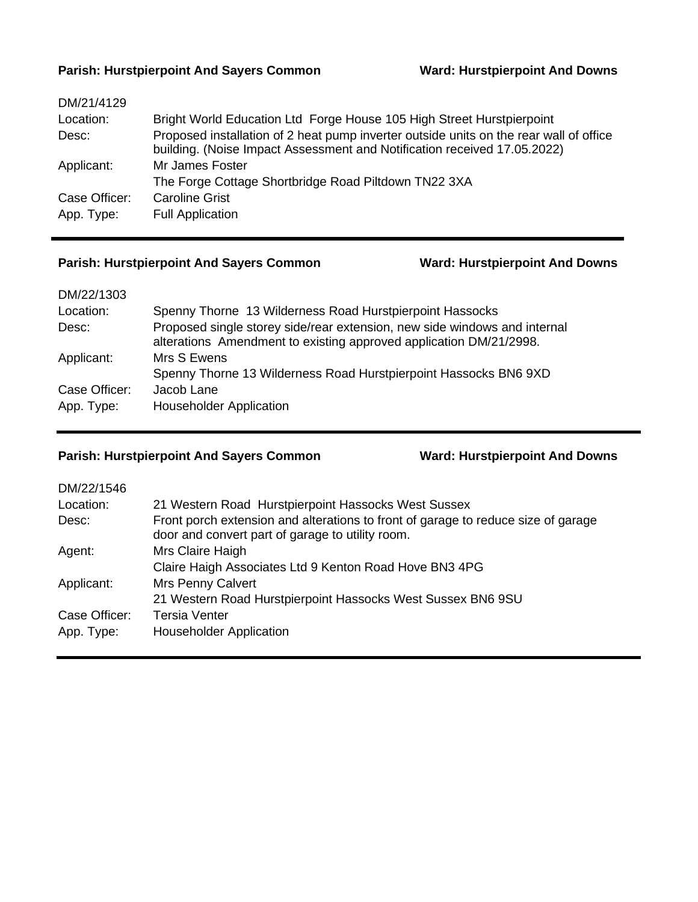**Parish: Hurstpierpoint And Sayers Common** **Ward: Hurstpierpoint And Downs**

DM/21/4129

| | |
|---|---|
| Location: | Bright World Education Ltd Forge House 105 High Street Hurstpierpoint |
| Desc: | Proposed installation of 2 heat pump inverter outside units on the rear wall of office building. (Noise Impact Assessment and Notification received 17.05.2022) |
| Applicant: | Mr James Foster<br>The Forge Cottage Shortbridge Road Piltdown TN22 3XA |
| Case Officer: | Caroline Grist |
| App. Type: | Full Application |

---

**Parish: Hurstpierpoint And Sayers Common** **Ward: Hurstpierpoint And Downs**

DM/22/1303

| | |
|---|---|
| Location: | Spenny Thorne 13 Wilderness Road Hurstpierpoint Hassocks |
| Desc: | Proposed single storey side/rear extension, new side windows and internal alterations Amendment to existing approved application DM/21/2998. |
| Applicant: | Mrs S Ewens<br>Spenny Thorne 13 Wilderness Road Hurstpierpoint Hassocks BN6 9XD |
| Case Officer: | Jacob Lane |
| App. Type: | Householder Application |

---

**Parish: Hurstpierpoint And Sayers Common** **Ward: Hurstpierpoint And Downs**

DM/22/1546

| | |
|---|---|
| Location: | 21 Western Road Hurstpierpoint Hassocks West Sussex |
| Desc: | Front porch extension and alterations to front of garage to reduce size of garage door and convert part of garage to utility room. |
| Agent: | Mrs Claire Haigh<br>Claire Haigh Associates Ltd 9 Kenton Road Hove BN3 4PG |
| Applicant: | Mrs Penny Calvert<br>21 Western Road Hurstpierpoint Hassocks West Sussex BN6 9SU |
| Case Officer: | Tersia Venter |
| App. Type: | Householder Application |

---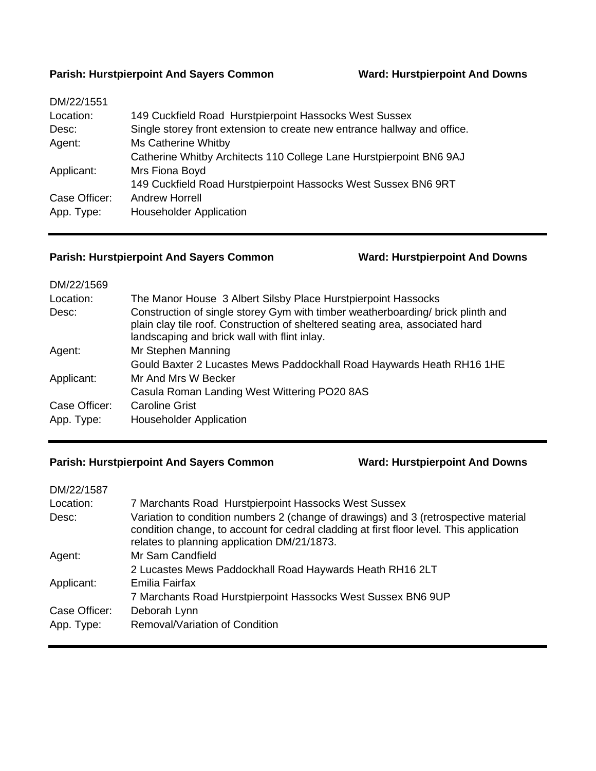**Parish: Hurstpierpoint And Sayers Common** **Ward: Hurstpierpoint And Downs**

DM/22/1551

| | |
|---|---|
| Location: | 149 Cuckfield Road Hurstpierpoint Hassocks West Sussex |
| Desc: | Single storey front extension to create new entrance hallway and office. |
| Agent: | Ms Catherine Whitby<br>Catherine Whitby Architects 110 College Lane Hurstpierpoint BN6 9AJ |
| Applicant: | Mrs Fiona Boyd<br>149 Cuckfield Road Hurstpierpoint Hassocks West Sussex BN6 9RT |
| Case Officer: | Andrew Horrell |
| App. Type: | Householder Application |

---

**Parish: Hurstpierpoint And Sayers Common** **Ward: Hurstpierpoint And Downs**

DM/22/1569

| | |
|---|---|
| Location: | The Manor House 3 Albert Silsby Place Hurstpierpoint Hassocks |
| Desc: | Construction of single storey Gym with timber weatherboarding/ brick plinth and plain clay tile roof. Construction of sheltered seating area, associated hard landscaping and brick wall with flint inlay. |
| Agent: | Mr Stephen Manning<br>Gould Baxter 2 Lucastes Mews Paddockhall Road Haywards Heath RH16 1HE |
| Applicant: | Mr And Mrs W Becker<br>Casula Roman Landing West Wittering PO20 8AS |
| Case Officer: | Caroline Grist |
| App. Type: | Householder Application |

---

**Parish: Hurstpierpoint And Sayers Common** **Ward: Hurstpierpoint And Downs**

DM/22/1587

| | |
|---|---|
| Location: | 7 Marchants Road Hurstpierpoint Hassocks West Sussex |
| Desc: | Variation to condition numbers 2 (change of drawings) and 3 (retrospective material condition change, to account for cedral cladding at first floor level. This application relates to planning application DM/21/1873. |
| Agent: | Mr Sam Candfield<br>2 Lucastes Mews Paddockhall Road Haywards Heath RH16 2LT |
| Applicant: | Emilia Fairfax<br>7 Marchants Road Hurstpierpoint Hassocks West Sussex BN6 9UP |
| Case Officer: | Deborah Lynn |
| App. Type: | Removal/Variation of Condition |

---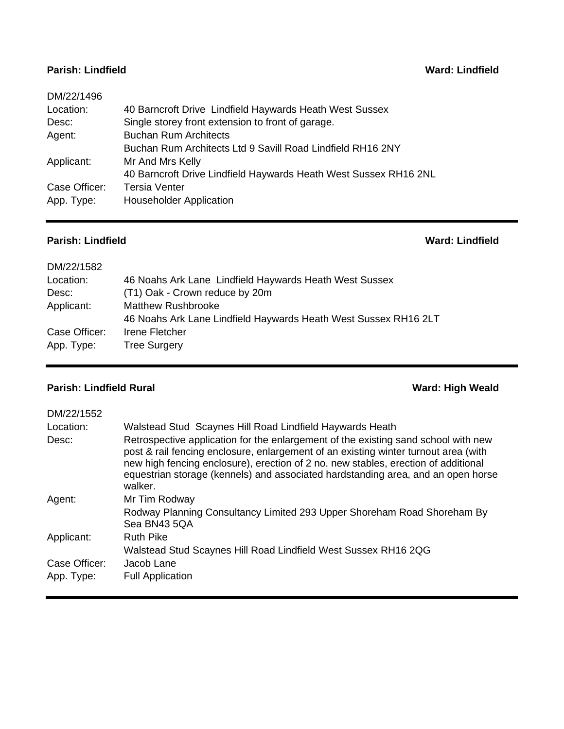**Parish: Lindfield** **Ward: Lindfield**

| | |
|---|---|
| DM/22/1496 | |
| Location: | 40 Barncroft Drive  Lindfield Haywards Heath West Sussex |
| Desc: | Single storey front extension to front of garage. |
| Agent: | Buchan Rum Architects |
| | Buchan Rum Architects Ltd 9 Savill Road Lindfield RH16 2NY |
| Applicant: | Mr And Mrs Kelly |
| | 40 Barncroft Drive Lindfield Haywards Heath West Sussex RH16 2NL |
| Case Officer: | Tersia Venter |
| App. Type: | Householder Application |

---

**Parish: Lindfield** **Ward: Lindfield**

| | |
|---|---|
| DM/22/1582 | |
| Location: | 46 Noahs Ark Lane  Lindfield Haywards Heath West Sussex |
| Desc: | (T1) Oak - Crown reduce by 20m |
| Applicant: | Matthew Rushbrooke |
| | 46 Noahs Ark Lane Lindfield Haywards Heath West Sussex RH16 2LT |
| Case Officer: | Irene Fletcher |
| App. Type: | Tree Surgery |

---

**Parish: Lindfield Rural** **Ward: High Weald**

| | |
|---|---|
| DM/22/1552 | |
| Location: | Walstead Stud  Scaynes Hill Road Lindfield Haywards Heath |
| Desc: | Retrospective application for the enlargement of the existing sand school with new post & rail fencing enclosure, enlargement of an existing winter turnout area (with new high fencing enclosure), erection of 2 no. new stables, erection of additional equestrian storage (kennels) and associated hardstanding area, and an open horse walker. |
| Agent: | Mr Tim Rodway |
| | Rodway Planning Consultancy Limited 293 Upper Shoreham Road Shoreham By Sea BN43 5QA |
| Applicant: | Ruth Pike |
| | Walstead Stud Scaynes Hill Road Lindfield West Sussex RH16 2QG |
| Case Officer: | Jacob Lane |
| App. Type: | Full Application |

---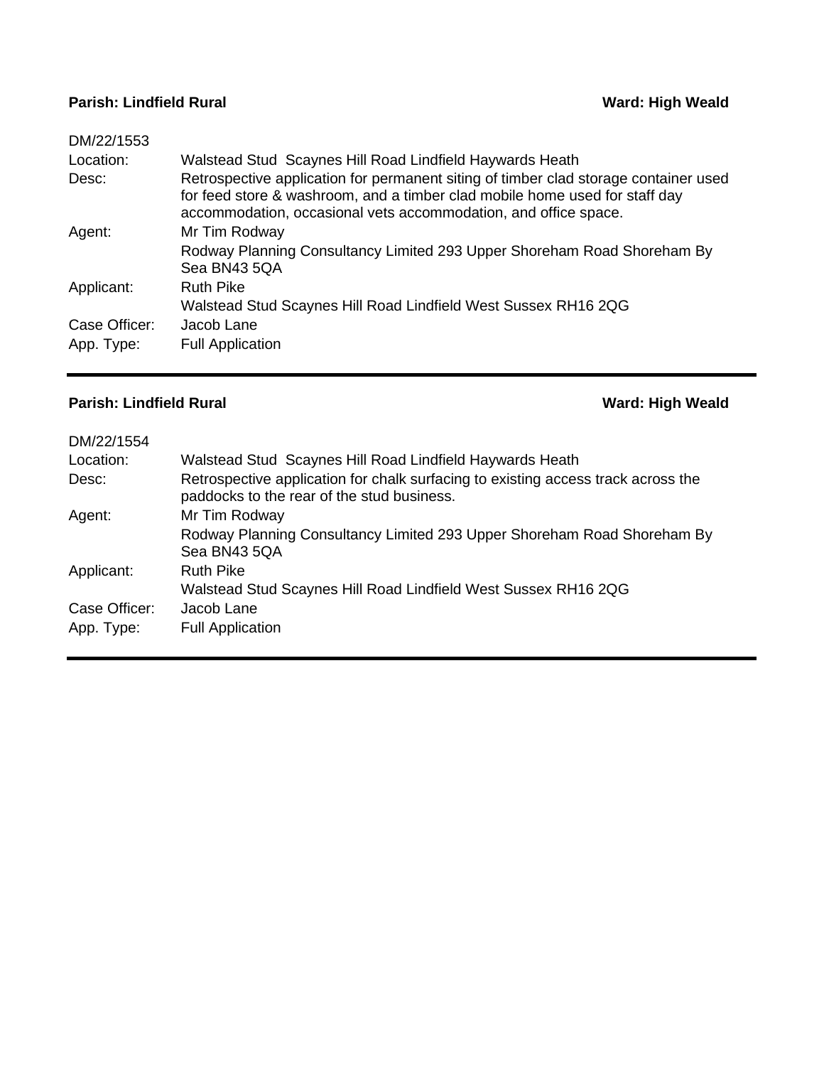**Parish: Lindfield Rural** **Ward: High Weald**

DM/22/1553

| | |
|---|---|
| Location: | Walstead Stud  Scaynes Hill Road Lindfield Haywards Heath |
| Desc: | Retrospective application for permanent siting of timber clad storage container used for feed store & washroom, and a timber clad mobile home used for staff day accommodation, occasional vets accommodation, and office space. |
| Agent: | Mr Tim Rodway<br>Rodway Planning Consultancy Limited 293 Upper Shoreham Road Shoreham By Sea BN43 5QA |
| Applicant: | Ruth Pike<br>Walstead Stud Scaynes Hill Road Lindfield West Sussex RH16 2QG |
| Case Officer: | Jacob Lane |
| App. Type: | Full Application |

---

**Parish: Lindfield Rural** **Ward: High Weald**

DM/22/1554

| | |
|---|---|
| Location: | Walstead Stud  Scaynes Hill Road Lindfield Haywards Heath |
| Desc: | Retrospective application for chalk surfacing to existing access track across the paddocks to the rear of the stud business. |
| Agent: | Mr Tim Rodway<br>Rodway Planning Consultancy Limited 293 Upper Shoreham Road Shoreham By Sea BN43 5QA |
| Applicant: | Ruth Pike<br>Walstead Stud Scaynes Hill Road Lindfield West Sussex RH16 2QG |
| Case Officer: | Jacob Lane |
| App. Type: | Full Application |

---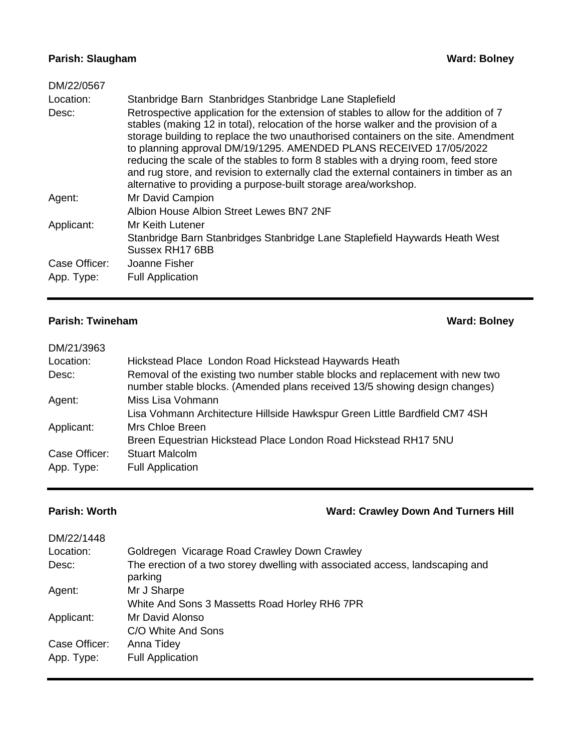**Parish: Slaugham** **Ward: Bolney**

DM/22/0567

| | |
|---|---|
| Location: | Stanbridge Barn Stanbridges Stanbridge Lane Staplefield |
| Desc: | Retrospective application for the extension of stables to allow for the addition of 7 stables (making 12 in total), relocation of the horse walker and the provision of a storage building to replace the two unauthorised containers on the site. Amendment to planning approval DM/19/1295. AMENDED PLANS RECEIVED 17/05/2022 reducing the scale of the stables to form 8 stables with a drying room, feed store and rug store, and revision to externally clad the external containers in timber as an alternative to providing a purpose-built storage area/workshop. |
| Agent: | Mr David Campion<br>Albion House Albion Street Lewes BN7 2NF |
| Applicant: | Mr Keith Lutener<br>Stanbridge Barn Stanbridges Stanbridge Lane Staplefield Haywards Heath West Sussex RH17 6BB |
| Case Officer: | Joanne Fisher |
| App. Type: | Full Application |

---

**Parish: Twineham** **Ward: Bolney**

DM/21/3963

| | |
|---|---|
| Location: | Hickstead Place London Road Hickstead Haywards Heath |
| Desc: | Removal of the existing two number stable blocks and replacement with new two number stable blocks. (Amended plans received 13/5 showing design changes) |
| Agent: | Miss Lisa Vohmann<br>Lisa Vohmann Architecture Hillside Hawkspur Green Little Bardfield CM7 4SH |
| Applicant: | Mrs Chloe Breen<br>Breen Equestrian Hickstead Place London Road Hickstead RH17 5NU |
| Case Officer: | Stuart Malcolm |
| App. Type: | Full Application |

---

**Parish: Worth** **Ward: Crawley Down And Turners Hill**

DM/22/1448

| | |
|---|---|
| Location: | Goldregen Vicarage Road Crawley Down Crawley |
| Desc: | The erection of a two storey dwelling with associated access, landscaping and parking |
| Agent: | Mr J Sharpe<br>White And Sons 3 Massetts Road Horley RH6 7PR |
| Applicant: | Mr David Alonso<br>C/O White And Sons |
| Case Officer: | Anna Tidey |
| App. Type: | Full Application |

---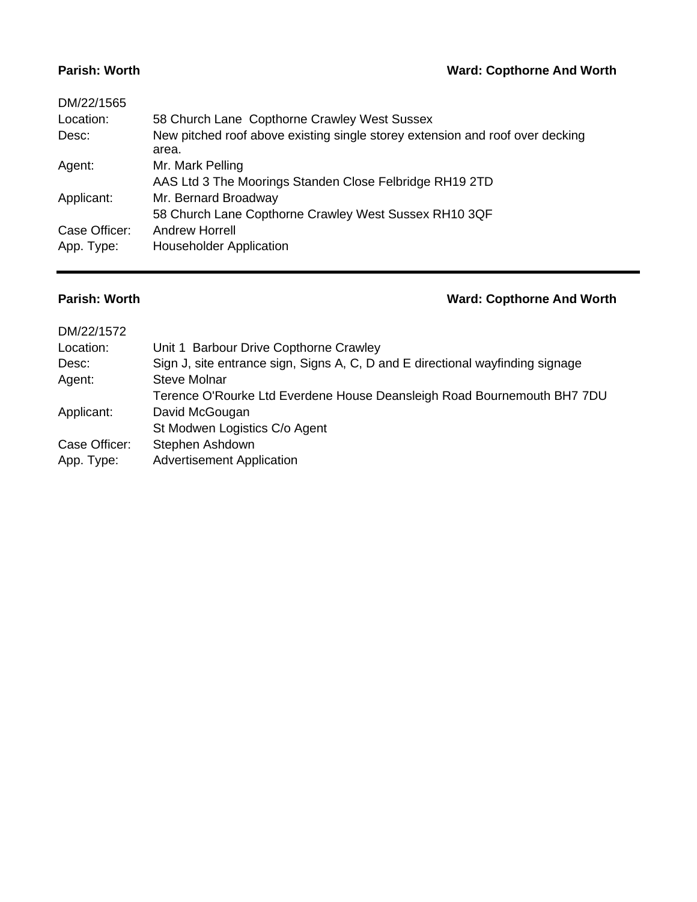**Parish: Worth** **Ward: Copthorne And Worth**

DM/22/1565

| | |
|---|---|
| Location: | 58 Church Lane Copthorne Crawley West Sussex |
| Desc: | New pitched roof above existing single storey extension and roof over decking area. |
| Agent: | Mr. Mark Pelling<br>AAS Ltd 3 The Moorings Standen Close Felbridge RH19 2TD |
| Applicant: | Mr. Bernard Broadway<br>58 Church Lane Copthorne Crawley West Sussex RH10 3QF |
| Case Officer: | Andrew Horrell |
| App. Type: | Householder Application |

---

**Parish: Worth** **Ward: Copthorne And Worth**

DM/22/1572

| | |
|---|---|
| Location: | Unit 1 Barbour Drive Copthorne Crawley |
| Desc: | Sign J, site entrance sign, Signs A, C, D and E directional wayfinding signage |
| Agent: | Steve Molnar<br>Terence O'Rourke Ltd Everdene House Deansleigh Road Bournemouth BH7 7DU |
| Applicant: | David McGougan<br>St Modwen Logistics C/o Agent |
| Case Officer: | Stephen Ashdown |
| App. Type: | Advertisement Application |